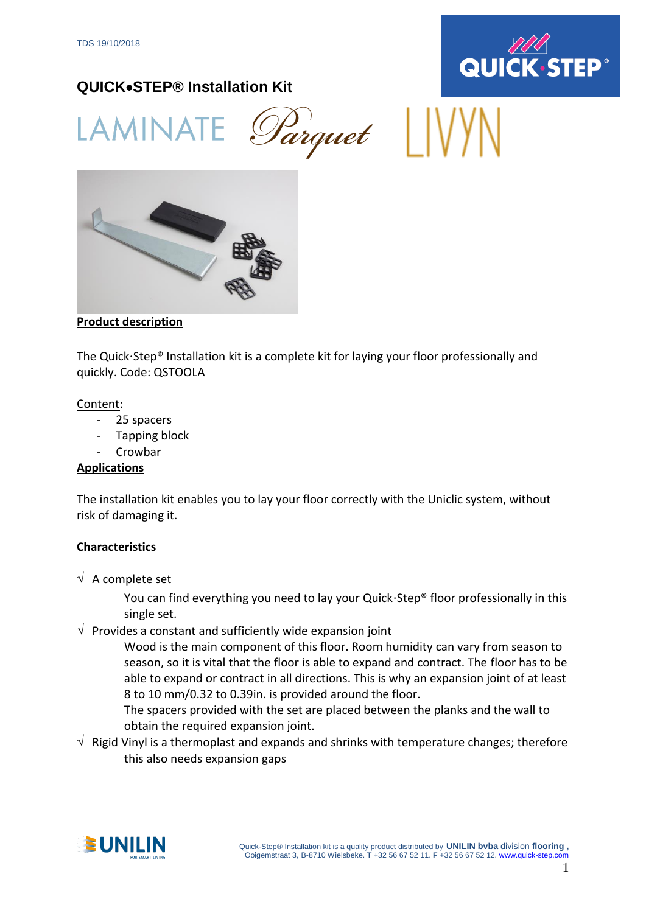TDS 19/10/2018

# QUICK•STEP® Installation Kit

LAMINATE Parquet LIVYN

**Product description**

The Quick·Step® Installation kit is a complete kit for laying your floor professionally and quickly. Code: QSTOOLA

Content:

- 25 spacers
- Tapping block
- Crowbar

**Applications**

The installation kit enables you to lay your floor correctly with the Uniclic system, without risk of damaging it.

**Characteristics**

√ A complete set

You can find everything you need to lay your Quick·Step® floor professionally in this single set.

√ Provides a constant and sufficiently wide expansion joint

Wood is the main component of this floor. Room humidity can vary from season to season, so it is vital that the floor is able to expand and contract. The floor has to be able to expand or contract in all directions. This is why an expansion joint of at least 8 to 10 mm/0.32 to 0.39in. is provided around the floor.

The spacers provided with the set are placed between the planks and the wall to obtain the required expansion joint.

√ Rigid Vinyl is a thermoplast and expands and shrinks with temperature changes; therefore this also needs expansion gaps

Quick-Step® Installation kit is a quality product distributed by **UNILIN bvba** division **flooring**, Ooigemstraat 3, B-8710 Wielsbeke. **T** +32 56 67 52 11. **F** +32 56 67 52 12. www.quick-step.com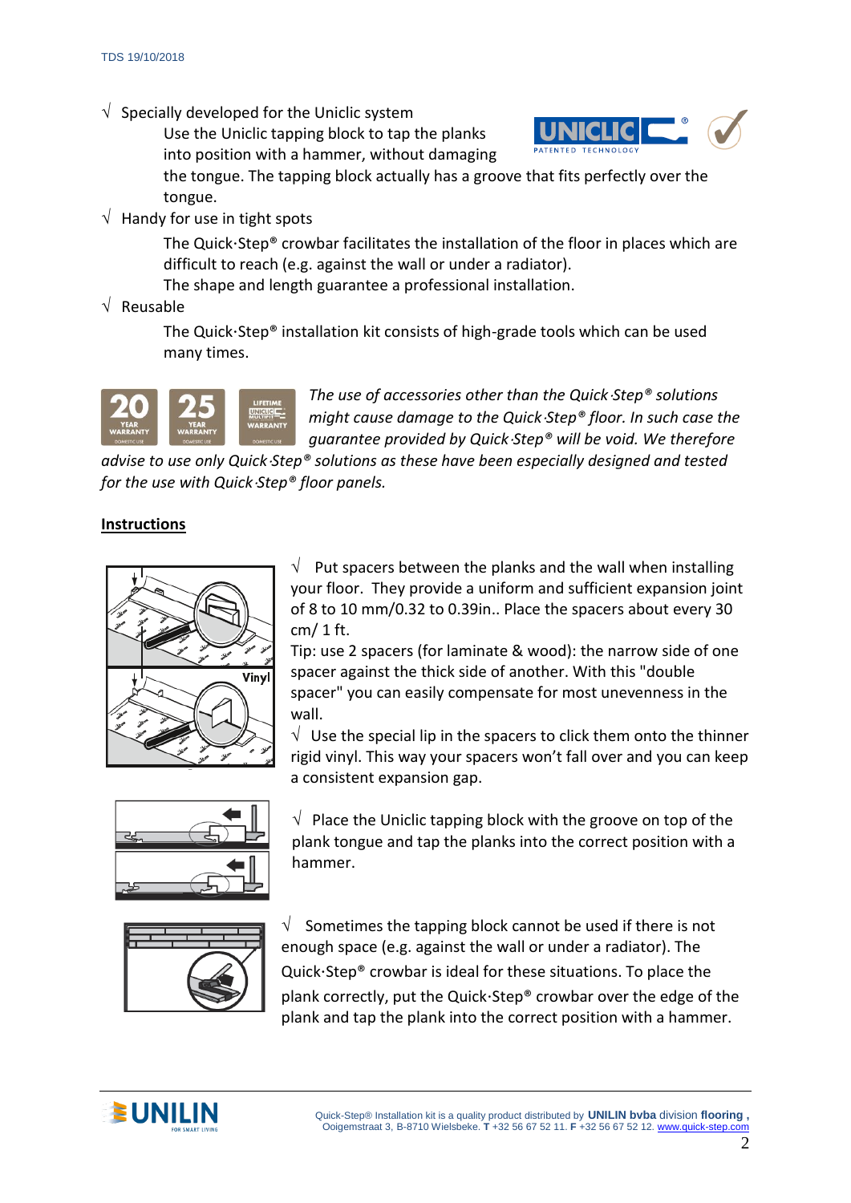√ Specially developed for the Uniclic system

Use the Uniclic tapping block to tap the planks into position with a hammer, without damaging the tongue. The tapping block actually has a groove that fits perfectly over the tongue.

√ Handy for use in tight spots

The Quick·Step® crowbar facilitates the installation of the floor in places which are difficult to reach (e.g. against the wall or under a radiator).
The shape and length guarantee a professional installation.

√ Reusable

The Quick·Step® installation kit consists of high-grade tools which can be used many times.

*The use of accessories other than the Quick·Step® solutions might cause damage to the Quick·Step® floor. In such case the guarantee provided by Quick·Step® will be void. We therefore advise to use only Quick·Step® solutions as these have been especially designed and tested for the use with Quick·Step® floor panels.*

## Instructions

√ Put spacers between the planks and the wall when installing your floor. They provide a uniform and sufficient expansion joint of 8 to 10 mm/0.32 to 0.39in.. Place the spacers about every 30 cm/ 1 ft.
Tip: use 2 spacers (for laminate & wood): the narrow side of one spacer against the thick side of another. With this "double spacer" you can easily compensate for most unevenness in the wall.

√ Use the special lip in the spacers to click them onto the thinner rigid vinyl. This way your spacers won't fall over and you can keep a consistent expansion gap.

√ Place the Uniclic tapping block with the groove on top of the plank tongue and tap the planks into the correct position with a hammer.

√ Sometimes the tapping block cannot be used if there is not enough space (e.g. against the wall or under a radiator). The Quick·Step® crowbar is ideal for these situations. To place the plank correctly, put the Quick·Step® crowbar over the edge of the plank and tap the plank into the correct position with a hammer.